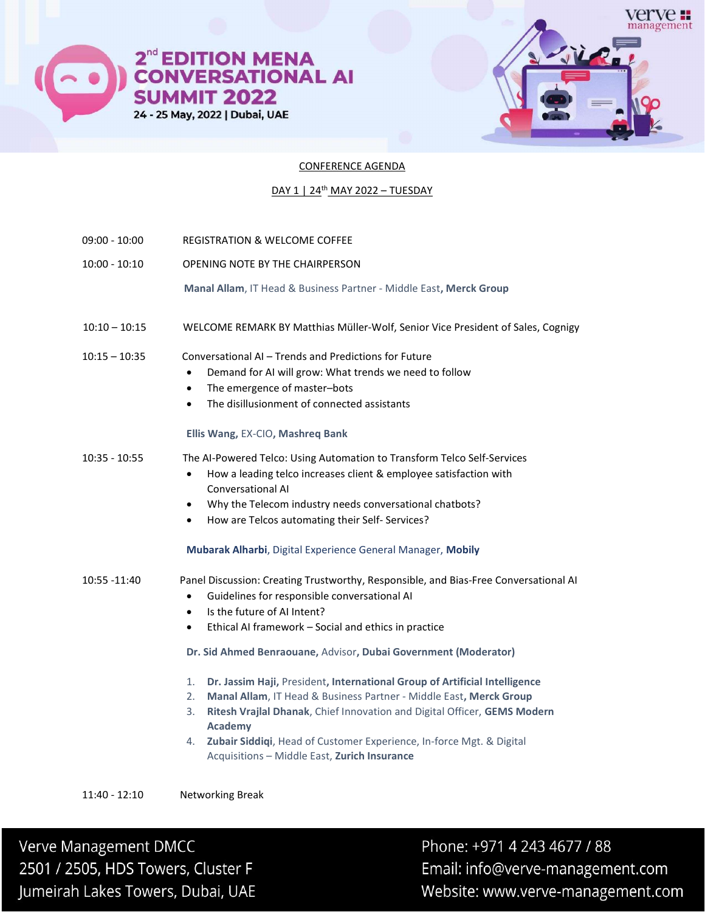# 2nd EDITION MENA CONVERSATIONAL AI SUMMIT 2022

**24 - 25 May, 2022 | Dubai, UAE**

verve management

## CONFERENCE AGENDA

### DAY 1 | 24th MAY 2022 – TUESDAY

**09:00 - 10:00** REGISTRATION & WELCOME COFFEE

**10:00 - 10:10** OPENING NOTE BY THE CHAIRPERSON

**Manal Allam**, IT Head & Business Partner - Middle East**, Merck Group**

**10:10 – 10:15** WELCOME REMARK BY Matthias Müller-Wolf, Senior Vice President of Sales, Cognigy

**10:15 – 10:35** Conversational AI – Trends and Predictions for Future

- Demand for AI will grow: What trends we need to follow
- The emergence of master–bots
- The disillusionment of connected assistants

**Ellis Wang,** EX-CIO**, Mashreq Bank**

**10:35 - 10:55** The AI-Powered Telco: Using Automation to Transform Telco Self-Services

- How a leading telco increases client & employee satisfaction with Conversational AI
- Why the Telecom industry needs conversational chatbots?
- How are Telcos automating their Self- Services?

**Mubarak Alharbi**, Digital Experience General Manager, **Mobily**

**10:55 -11:40** Panel Discussion: Creating Trustworthy, Responsible, and Bias-Free Conversational AI

- Guidelines for responsible conversational AI
- Is the future of AI Intent?
- Ethical AI framework – Social and ethics in practice

**Dr. Sid Ahmed Benraouane,** Advisor**, Dubai Government (Moderator)**

1. **Dr. Jassim Haji,** President**, International Group of Artificial Intelligence**
2. **Manal Allam**, IT Head & Business Partner - Middle East**, Merck Group**
3. **Ritesh Vrajlal Dhanak**, Chief Innovation and Digital Officer, **GEMS Modern Academy**
4. **Zubair Siddiqi**, Head of Customer Experience, In-force Mgt. & Digital Acquisitions – Middle East, **Zurich Insurance**

**11:40 - 12:10** Networking Break

Verve Management DMCC
2501 / 2505, HDS Towers, Cluster F
Jumeirah Lakes Towers, Dubai, UAE

Phone: +971 4 243 4677 / 88
Email: info@verve-management.com
Website: www.verve-management.com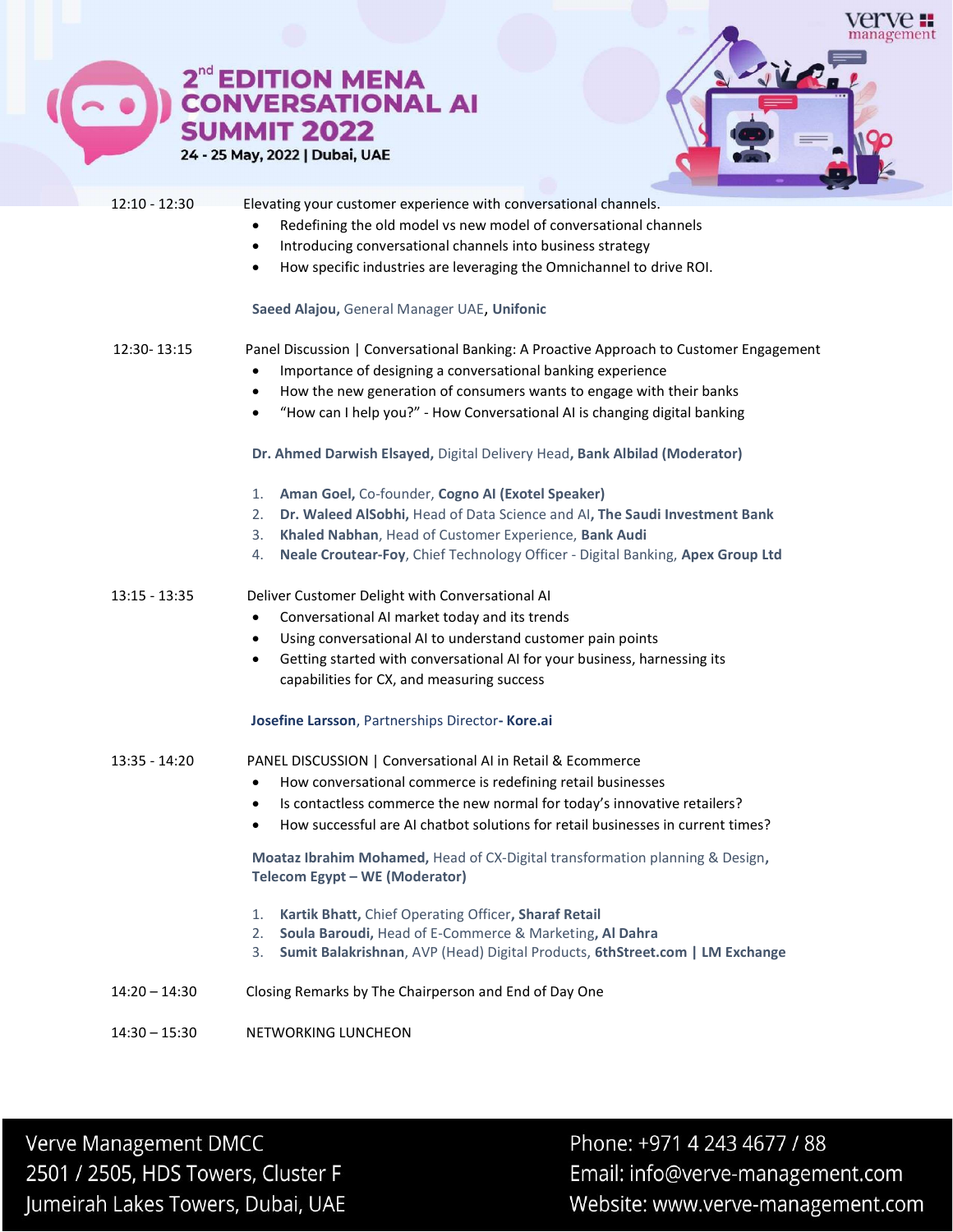# 2nd EDITION MENA CONVERSATIONAL AI SUMMIT 2022

**24 - 25 May, 2022 | Dubai, UAE**

12:10 - 12:30 Elevating your customer experience with conversational channels.

- Redefining the old model vs new model of conversational channels
- Introducing conversational channels into business strategy
- How specific industries are leveraging the Omnichannel to drive ROI.

**Saeed Alajou,** General Manager UAE, **Unifonic**

12:30- 13:15 Panel Discussion | Conversational Banking: A Proactive Approach to Customer Engagement

- Importance of designing a conversational banking experience
- How the new generation of consumers wants to engage with their banks
- "How can I help you?" - How Conversational AI is changing digital banking

**Dr. Ahmed Darwish Elsayed,** Digital Delivery Head**, Bank Albilad (Moderator)**

1. **Aman Goel,** Co-founder, **Cogno AI (Exotel Speaker)**
2. **Dr. Waleed AlSobhi,** Head of Data Science and AI, **The Saudi Investment Bank**
3. **Khaled Nabhan**, Head of Customer Experience, **Bank Audi**
4. **Neale Croutear-Foy**, Chief Technology Officer - Digital Banking, **Apex Group Ltd**

13:15 - 13:35 Deliver Customer Delight with Conversational AI

- Conversational AI market today and its trends
- Using conversational AI to understand customer pain points
- Getting started with conversational AI for your business, harnessing its capabilities for CX, and measuring success

**Josefine Larsson**, Partnerships Director**- Kore.ai**

13:35 - 14:20 PANEL DISCUSSION | Conversational AI in Retail & Ecommerce

- How conversational commerce is redefining retail businesses
- Is contactless commerce the new normal for today's innovative retailers?
- How successful are AI chatbot solutions for retail businesses in current times?

**Moataz Ibrahim Mohamed,** Head of CX-Digital transformation planning & Design**, Telecom Egypt – WE (Moderator)**

1. **Kartik Bhatt,** Chief Operating Officer**, Sharaf Retail**
2. **Soula Baroudi,** Head of E-Commerce & Marketing**, Al Dahra**
3. **Sumit Balakrishnan**, AVP (Head) Digital Products, **6thStreet.com | LM Exchange**

14:20 – 14:30 Closing Remarks by The Chairperson and End of Day One

14:30 – 15:30 NETWORKING LUNCHEON

Verve Management DMCC
2501 / 2505, HDS Towers, Cluster F
Jumeirah Lakes Towers, Dubai, UAE

Phone: +971 4 243 4677 / 88
Email: info@verve-management.com
Website: www.verve-management.com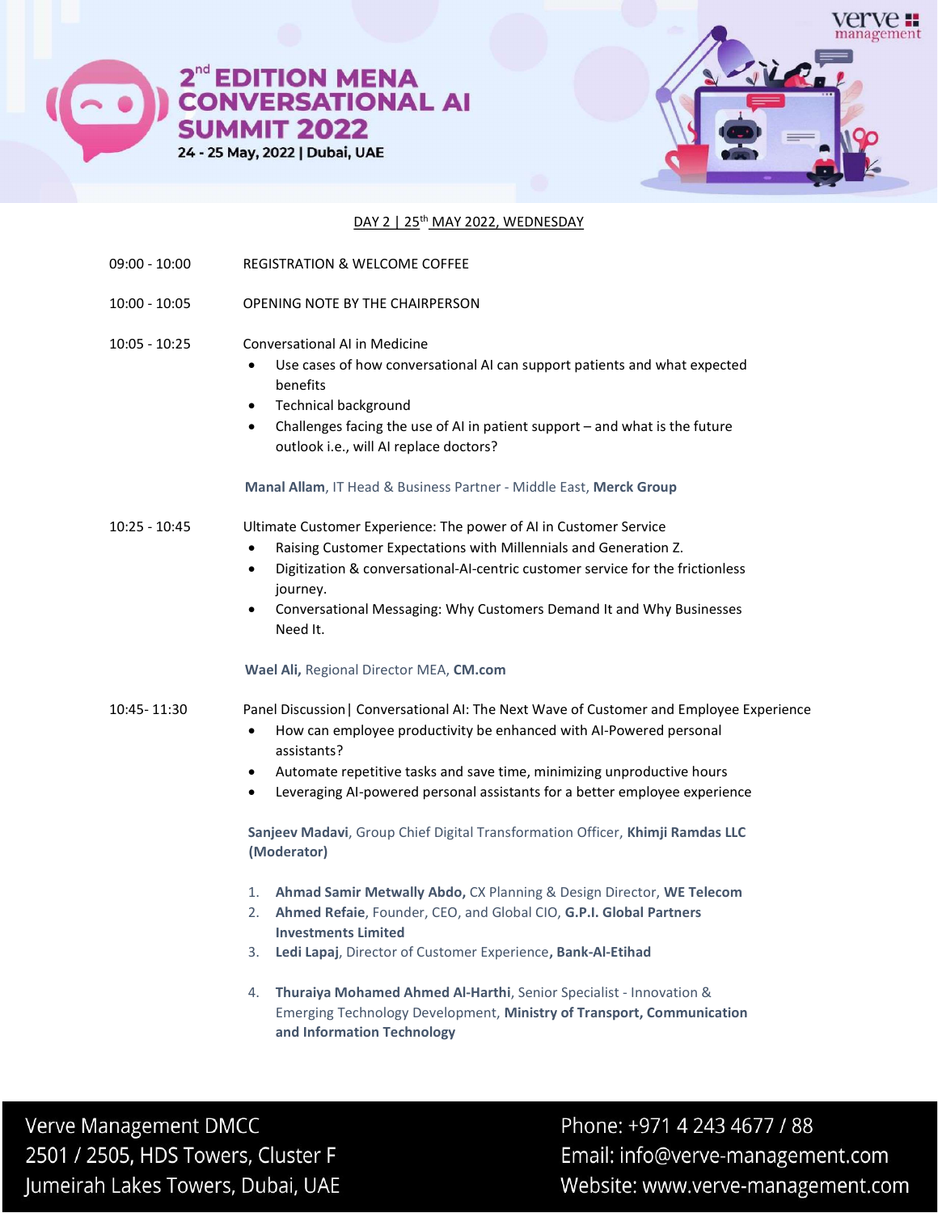# 2nd EDITION MENA CONVERSATIONAL AI SUMMIT 2022

**24 - 25 May, 2022 | Dubai, UAE**

## DAY 2 | 25th MAY 2022, WEDNESDAY

**09:00 - 10:00** REGISTRATION & WELCOME COFFEE

**10:00 - 10:05** OPENING NOTE BY THE CHAIRPERSON

**10:05 - 10:25** Conversational AI in Medicine

- Use cases of how conversational AI can support patients and what expected benefits
- Technical background
- Challenges facing the use of AI in patient support – and what is the future outlook i.e., will AI replace doctors?

**Manal Allam**, IT Head & Business Partner - Middle East, **Merck Group**

**10:25 - 10:45** Ultimate Customer Experience: The power of AI in Customer Service

- Raising Customer Expectations with Millennials and Generation Z.
- Digitization & conversational-AI-centric customer service for the frictionless journey.
- Conversational Messaging: Why Customers Demand It and Why Businesses Need It.

**Wael Ali,** Regional Director MEA, **CM.com**

**10:45- 11:30** Panel Discussion| Conversational AI: The Next Wave of Customer and Employee Experience

- How can employee productivity be enhanced with AI-Powered personal assistants?
- Automate repetitive tasks and save time, minimizing unproductive hours
- Leveraging AI-powered personal assistants for a better employee experience

**Sanjeev Madavi**, Group Chief Digital Transformation Officer, **Khimji Ramdas LLC (Moderator)**

1. **Ahmad Samir Metwally Abdo,** CX Planning & Design Director, **WE Telecom**
2. **Ahmed Refaie**, Founder, CEO, and Global CIO, **G.P.I. Global Partners Investments Limited**
3. **Ledi Lapaj**, Director of Customer Experience**, Bank-Al-Etihad**
4. **Thuraiya Mohamed Ahmed Al-Harthi**, Senior Specialist - Innovation & Emerging Technology Development, **Ministry of Transport, Communication and Information Technology**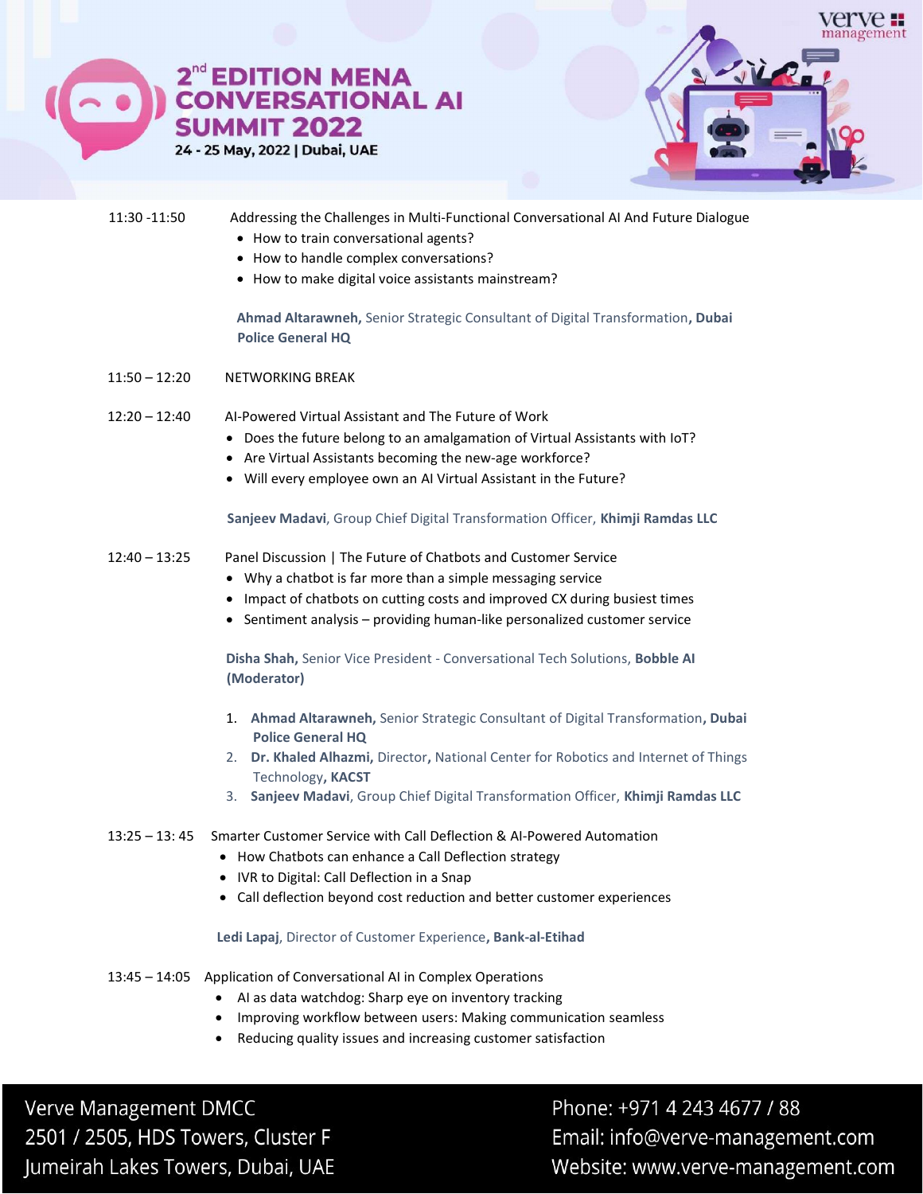11:30 -11:50 Addressing the Challenges in Multi-Functional Conversational AI And Future Dialogue

- How to train conversational agents?
- How to handle complex conversations?
- How to make digital voice assistants mainstream?

**Ahmad Altarawneh,** Senior Strategic Consultant of Digital Transformation**, Dubai Police General HQ**

11:50 – 12:20 NETWORKING BREAK

12:20 – 12:40 AI-Powered Virtual Assistant and The Future of Work

- Does the future belong to an amalgamation of Virtual Assistants with IoT?
- Are Virtual Assistants becoming the new-age workforce?
- Will every employee own an AI Virtual Assistant in the Future?

**Sanjeev Madavi**, Group Chief Digital Transformation Officer, **Khimji Ramdas LLC**

12:40 – 13:25 Panel Discussion | The Future of Chatbots and Customer Service

- Why a chatbot is far more than a simple messaging service
- Impact of chatbots on cutting costs and improved CX during busiest times
- Sentiment analysis – providing human-like personalized customer service

**Disha Shah,** Senior Vice President - Conversational Tech Solutions, **Bobble AI (Moderator)**

1. **Ahmad Altarawneh,** Senior Strategic Consultant of Digital Transformation**, Dubai Police General HQ**
2. **Dr. Khaled Alhazmi,** Director**,** National Center for Robotics and Internet of Things Technology**, KACST**
3. **Sanjeev Madavi**, Group Chief Digital Transformation Officer, **Khimji Ramdas LLC**

13:25 – 13: 45 Smarter Customer Service with Call Deflection & AI-Powered Automation

- How Chatbots can enhance a Call Deflection strategy
- IVR to Digital: Call Deflection in a Snap
- Call deflection beyond cost reduction and better customer experiences

**Ledi Lapaj**, Director of Customer Experience**, Bank-al-Etihad**

13:45 – 14:05 Application of Conversational AI in Complex Operations

- AI as data watchdog: Sharp eye on inventory tracking
- Improving workflow between users: Making communication seamless
- Reducing quality issues and increasing customer satisfaction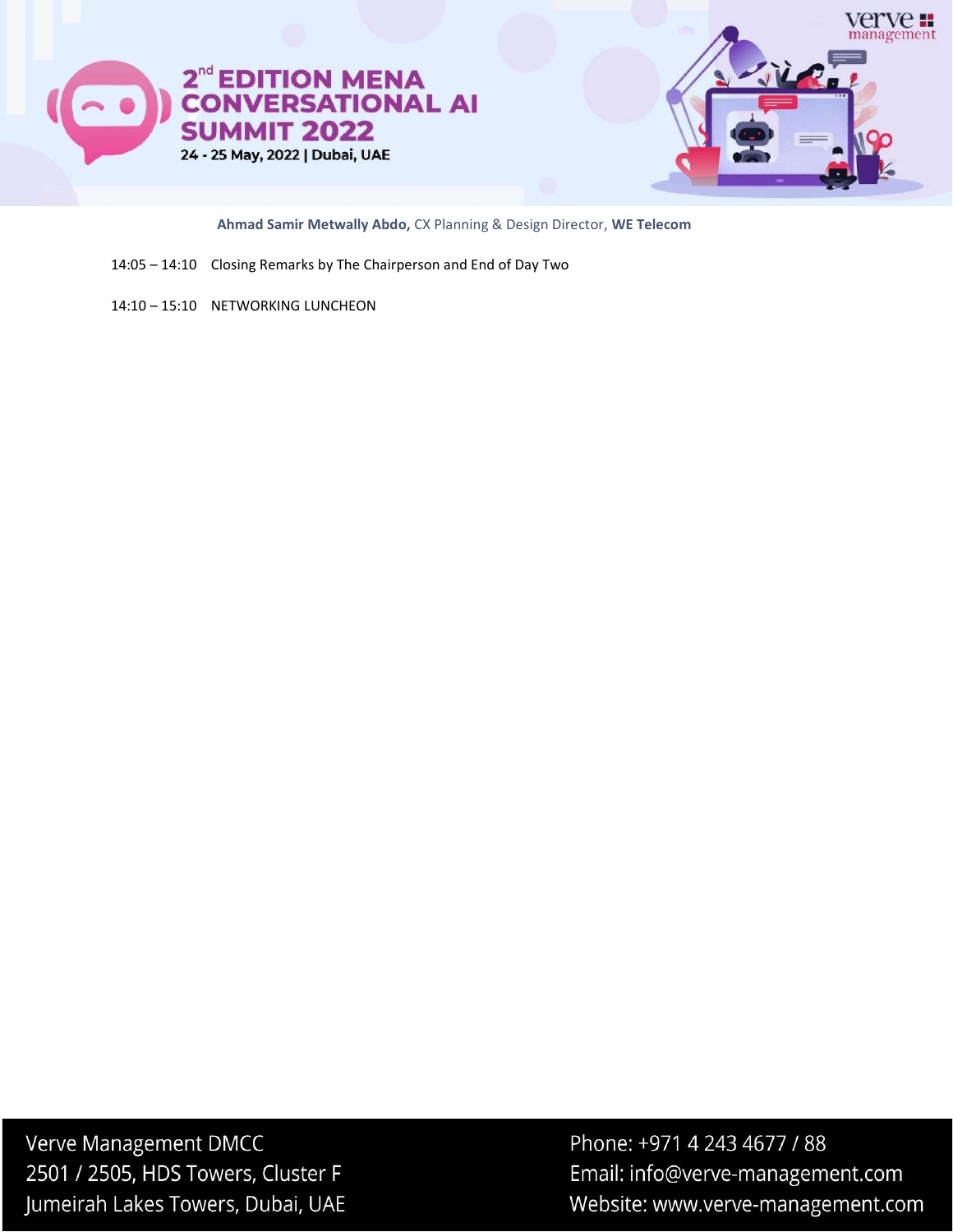**Ahmad Samir Metwally Abdo,** CX Planning & Design Director, **WE Telecom**

14:05 – 14:10 Closing Remarks by The Chairperson and End of Day Two

14:10 – 15:10 NETWORKING LUNCHEON